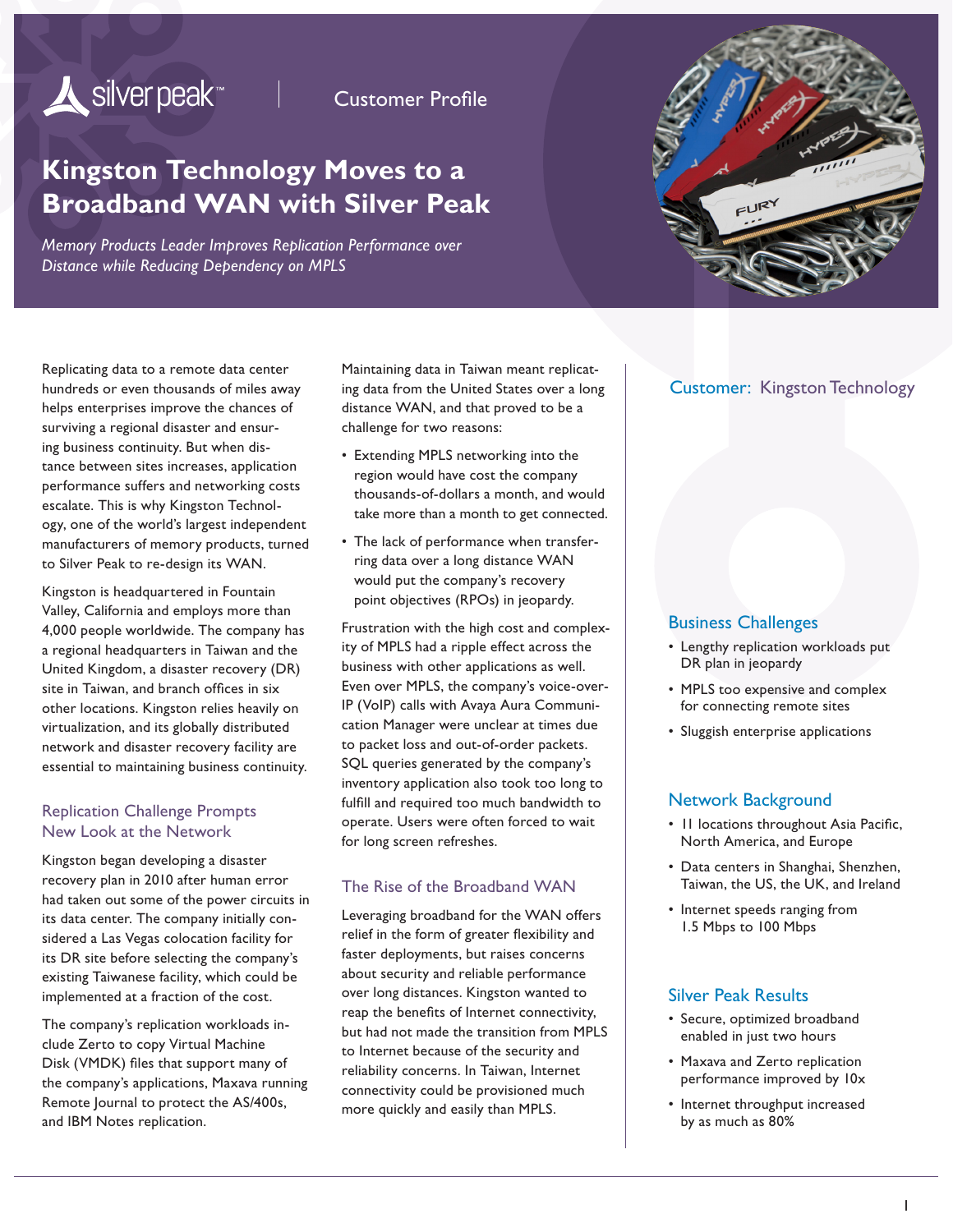Silver Peak | Customer Profile

# Kingston Technology Moves to a Broadband WAN with Silver Peak

*Memory Products Leader Improves Replication Performance over Distance while Reducing Dependency on MPLS*

Replicating data to a remote data center hundreds or even thousands of miles away helps enterprises improve the chances of surviving a regional disaster and ensuring business continuity. But when distance between sites increases, application performance suffers and networking costs escalate. This is why Kingston Technology, one of the world's largest independent manufacturers of memory products, turned to Silver Peak to re-design its WAN.

Kingston is headquartered in Fountain Valley, California and employs more than 4,000 people worldwide. The company has a regional headquarters in Taiwan and the United Kingdom, a disaster recovery (DR) site in Taiwan, and branch offices in six other locations. Kingston relies heavily on virtualization, and its globally distributed network and disaster recovery facility are essential to maintaining business continuity.

## Replication Challenge Prompts New Look at the Network

Kingston began developing a disaster recovery plan in 2010 after human error had taken out some of the power circuits in its data center. The company initially considered a Las Vegas colocation facility for its DR site before selecting the company's existing Taiwanese facility, which could be implemented at a fraction of the cost.

The company's replication workloads include Zerto to copy Virtual Machine Disk (VMDK) files that support many of the company's applications, Maxava running Remote Journal to protect the AS/400s, and IBM Notes replication.

Maintaining data in Taiwan meant replicating data from the United States over a long distance WAN, and that proved to be a challenge for two reasons:

- Extending MPLS networking into the region would have cost the company thousands-of-dollars a month, and would take more than a month to get connected.
- The lack of performance when transferring data over a long distance WAN would put the company's recovery point objectives (RPOs) in jeopardy.

Frustration with the high cost and complexity of MPLS had a ripple effect across the business with other applications as well. Even over MPLS, the company's voice-over-IP (VoIP) calls with Avaya Aura Communication Manager were unclear at times due to packet loss and out-of-order packets. SQL queries generated by the company's inventory application also took too long to fulfill and required too much bandwidth to operate. Users were often forced to wait for long screen refreshes.

## The Rise of the Broadband WAN

Leveraging broadband for the WAN offers relief in the form of greater flexibility and faster deployments, but raises concerns about security and reliable performance over long distances. Kingston wanted to reap the benefits of Internet connectivity, but had not made the transition from MPLS to Internet because of the security and reliability concerns. In Taiwan, Internet connectivity could be provisioned much more quickly and easily than MPLS.

**Customer: Kingston Technology**

### Business Challenges

- Lengthy replication workloads put DR plan in jeopardy
- MPLS too expensive and complex for connecting remote sites
- Sluggish enterprise applications

### Network Background

- 11 locations throughout Asia Pacific, North America, and Europe
- Data centers in Shanghai, Shenzhen, Taiwan, the US, the UK, and Ireland
- Internet speeds ranging from 1.5 Mbps to 100 Mbps

### Silver Peak Results

- Secure, optimized broadband enabled in just two hours
- Maxava and Zerto replication performance improved by 10x
- Internet throughput increased by as much as 80%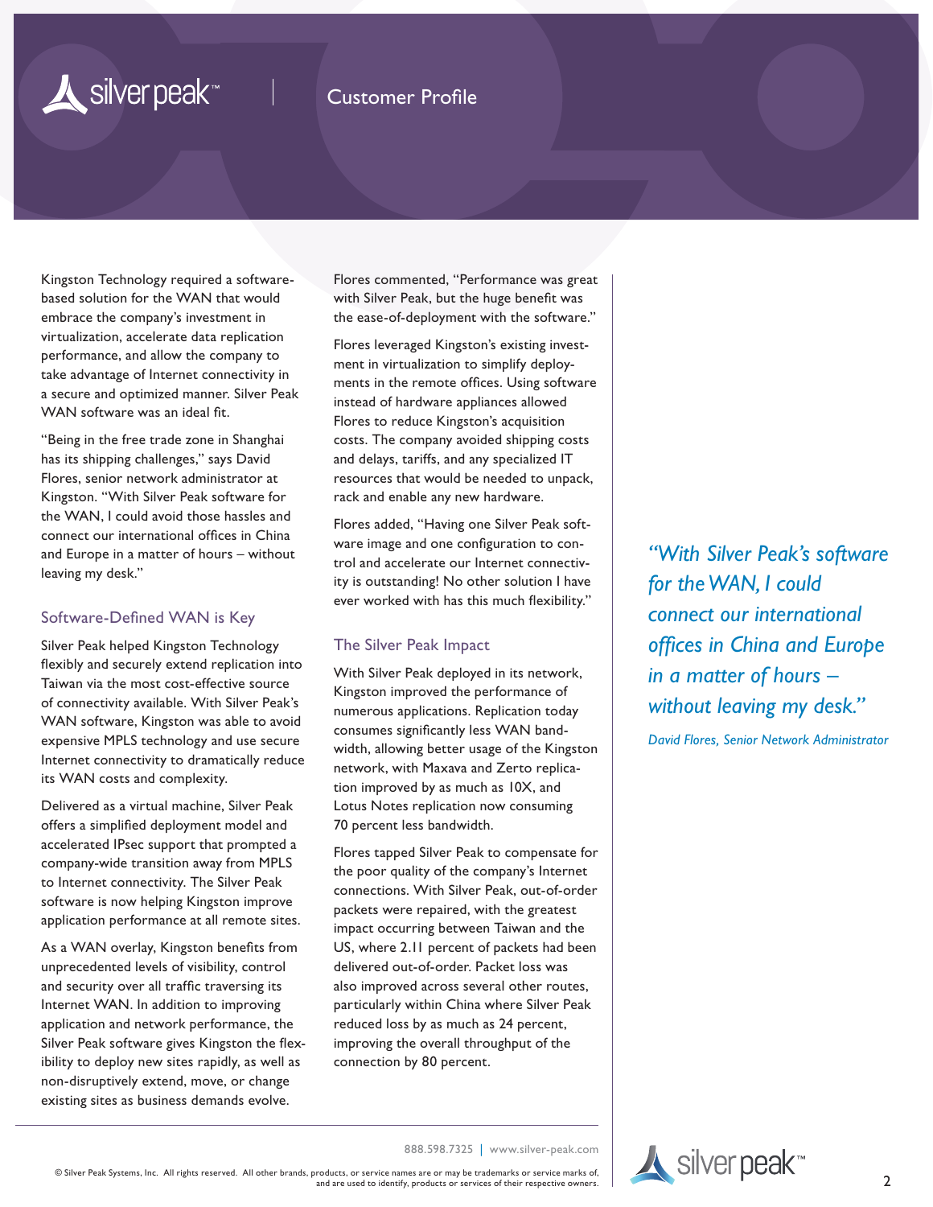Kingston Technology required a software-based solution for the WAN that would embrace the company's investment in virtualization, accelerate data replication performance, and allow the company to take advantage of Internet connectivity in a secure and optimized manner. Silver Peak WAN software was an ideal fit.

"Being in the free trade zone in Shanghai has its shipping challenges," says David Flores, senior network administrator at Kingston. "With Silver Peak software for the WAN, I could avoid those hassles and connect our international offices in China and Europe in a matter of hours – without leaving my desk."

## Software-Defined WAN is Key

Silver Peak helped Kingston Technology flexibly and securely extend replication into Taiwan via the most cost-effective source of connectivity available. With Silver Peak's WAN software, Kingston was able to avoid expensive MPLS technology and use secure Internet connectivity to dramatically reduce its WAN costs and complexity.

Delivered as a virtual machine, Silver Peak offers a simplified deployment model and accelerated IPsec support that prompted a company-wide transition away from MPLS to Internet connectivity. The Silver Peak software is now helping Kingston improve application performance at all remote sites.

As a WAN overlay, Kingston benefits from unprecedented levels of visibility, control and security over all traffic traversing its Internet WAN. In addition to improving application and network performance, the Silver Peak software gives Kingston the flexibility to deploy new sites rapidly, as well as non-disruptively extend, move, or change existing sites as business demands evolve.

Flores commented, "Performance was great with Silver Peak, but the huge benefit was the ease-of-deployment with the software."

Flores leveraged Kingston's existing investment in virtualization to simplify deployments in the remote offices. Using software instead of hardware appliances allowed Flores to reduce Kingston's acquisition costs. The company avoided shipping costs and delays, tariffs, and any specialized IT resources that would be needed to unpack, rack and enable any new hardware.

Flores added, "Having one Silver Peak software image and one configuration to control and accelerate our Internet connectivity is outstanding! No other solution I have ever worked with has this much flexibility."

## The Silver Peak Impact

With Silver Peak deployed in its network, Kingston improved the performance of numerous applications. Replication today consumes significantly less WAN bandwidth, allowing better usage of the Kingston network, with Maxava and Zerto replication improved by as much as 10X, and Lotus Notes replication now consuming 70 percent less bandwidth.

Flores tapped Silver Peak to compensate for the poor quality of the company's Internet connections. With Silver Peak, out-of-order packets were repaired, with the greatest impact occurring between Taiwan and the US, where 2.11 percent of packets had been delivered out-of-order. Packet loss was also improved across several other routes, particularly within China where Silver Peak reduced loss by as much as 24 percent, improving the overall throughput of the connection by 80 percent.

*"With Silver Peak's software for the WAN, I could connect our international offices in China and Europe in a matter of hours – without leaving my desk."*

*David Flores, Senior Network Administrator*

888.598.7325 | www.silver-peak.com

© Silver Peak Systems, Inc. All rights reserved. All other brands, products, or service names are or may be trademarks or service marks of, and are used to identify, products or services of their respective owners.